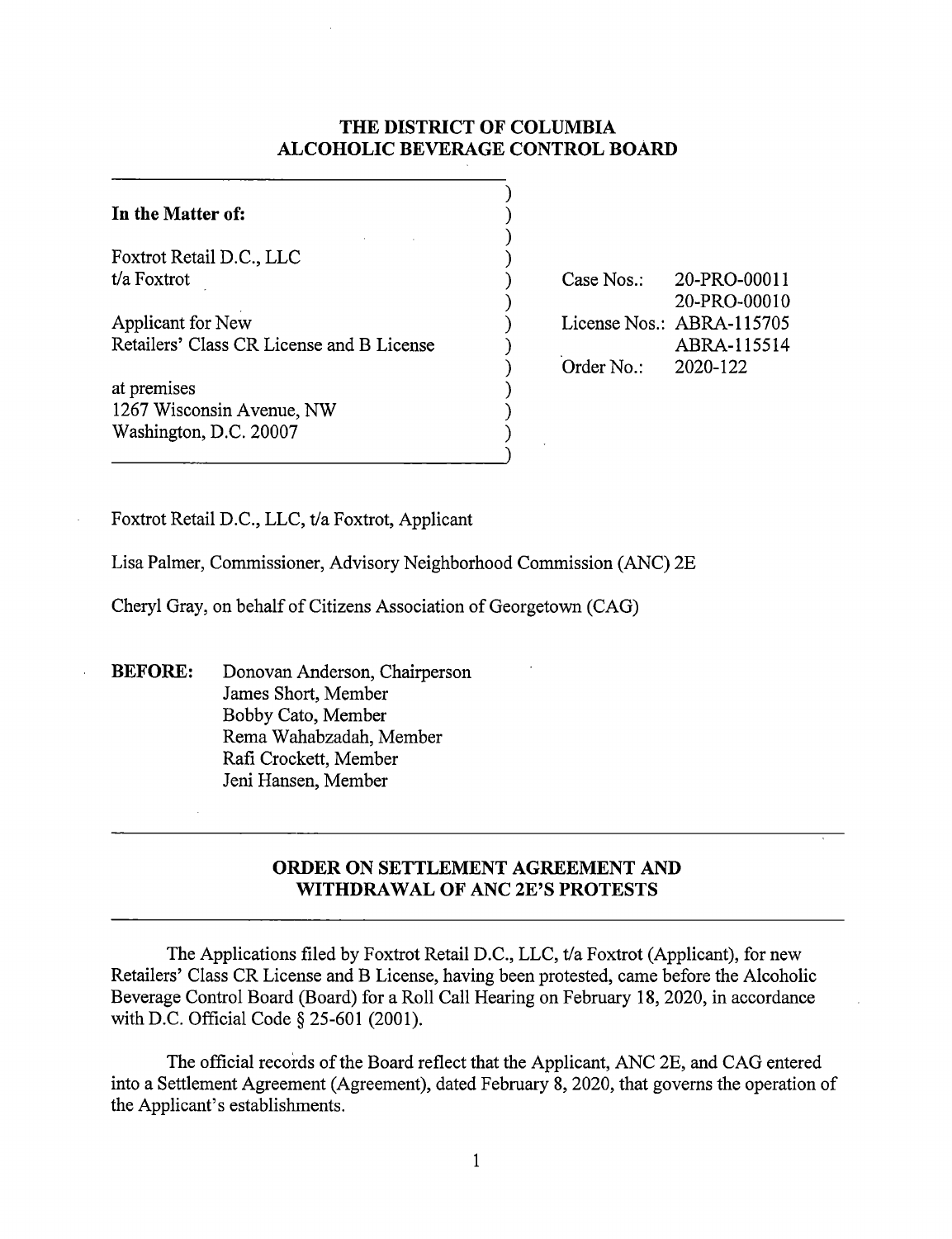# THE DISTRICT OF COLUMBIA ALCOHOLIC BEVERAGE CONTROL BOARD

| | |
|---|---|
| **In the Matter of:** | |
| Foxtrot Retail D.C., LLC t/a Foxtrot | Case Nos.: 20-PRO-00011, 20-PRO-00010 |
| Applicant for New Retailers' Class CR License and B License | License Nos.: ABRA-115705, ABRA-115514 |
| at premises 1267 Wisconsin Avenue, NW Washington, D.C. 20007 | Order No.: 2020-122 |

Foxtrot Retail D.C., LLC, t/a Foxtrot, Applicant

Lisa Palmer, Commissioner, Advisory Neighborhood Commission (ANC) 2E

Cheryl Gray, on behalf of Citizens Association of Georgetown (CAG)

**BEFORE:**
Donovan Anderson, Chairperson
James Short, Member
Bobby Cato, Member
Rema Wahabzadah, Member
Rafi Crockett, Member
Jeni Hansen, Member

## ORDER ON SETTLEMENT AGREEMENT AND WITHDRAWAL OF ANC 2E'S PROTESTS

The Applications filed by Foxtrot Retail D.C., LLC, t/a Foxtrot (Applicant), for new Retailers' Class CR License and B License, having been protested, came before the Alcoholic Beverage Control Board (Board) for a Roll Call Hearing on February 18, 2020, in accordance with D.C. Official Code § 25-601 (2001).

The official records of the Board reflect that the Applicant, ANC 2E, and CAG entered into a Settlement Agreement (Agreement), dated February 8, 2020, that governs the operation of the Applicant's establishments.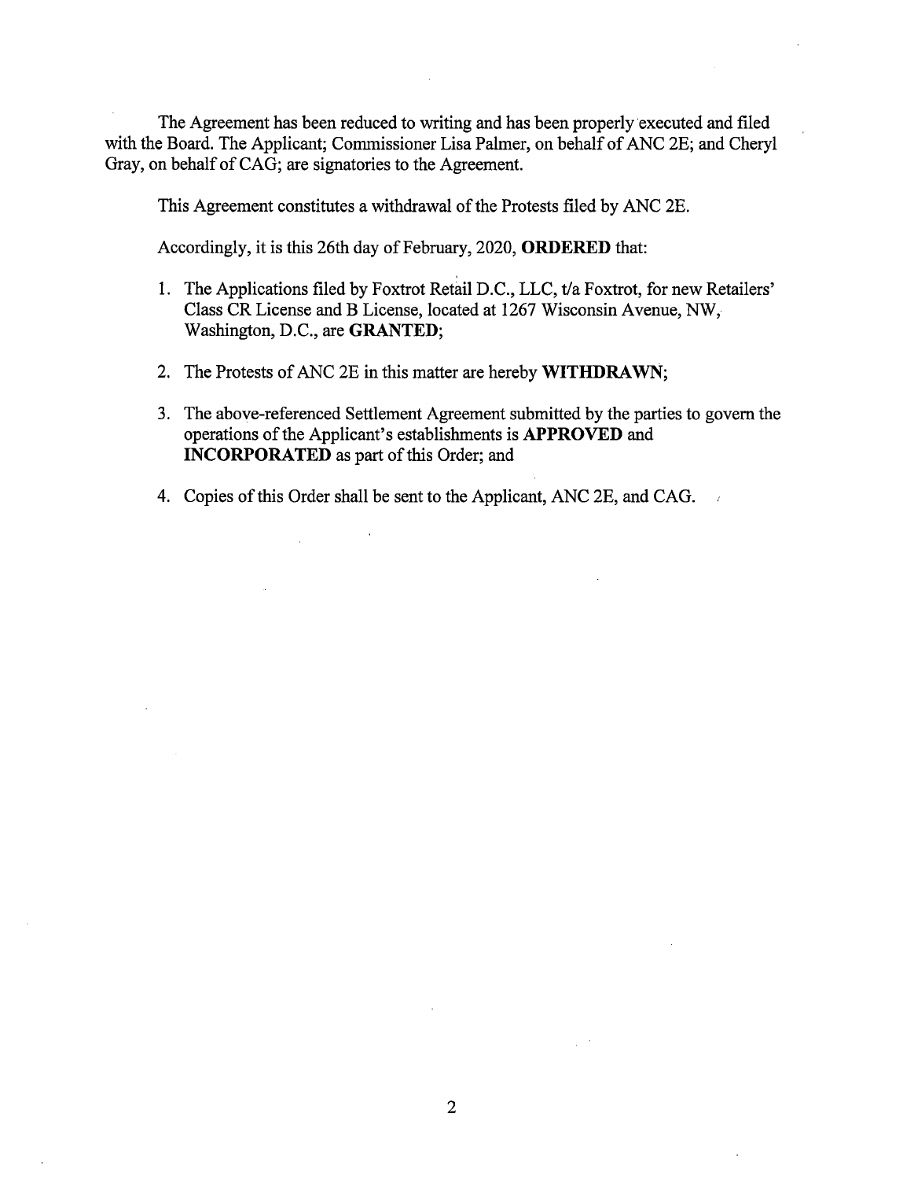The Agreement has been reduced to writing and has been properly executed and filed with the Board. The Applicant; Commissioner Lisa Palmer, on behalf of ANC 2E; and Cheryl Gray, on behalf of CAG; are signatories to the Agreement.

This Agreement constitutes a withdrawal of the Protests filed by ANC 2E.

Accordingly, it is this 26th day of February, 2020, **ORDERED** that:

1. The Applications filed by Foxtrot Retail D.C., LLC, t/a Foxtrot, for new Retailers' Class CR License and B License, located at 1267 Wisconsin Avenue, NW, Washington, D.C., are **GRANTED**;

2. The Protests of ANC 2E in this matter are hereby **WITHDRAWN**;

3. The above-referenced Settlement Agreement submitted by the parties to govern the operations of the Applicant's establishments is **APPROVED** and **INCORPORATED** as part of this Order; and

4. Copies of this Order shall be sent to the Applicant, ANC 2E, and CAG.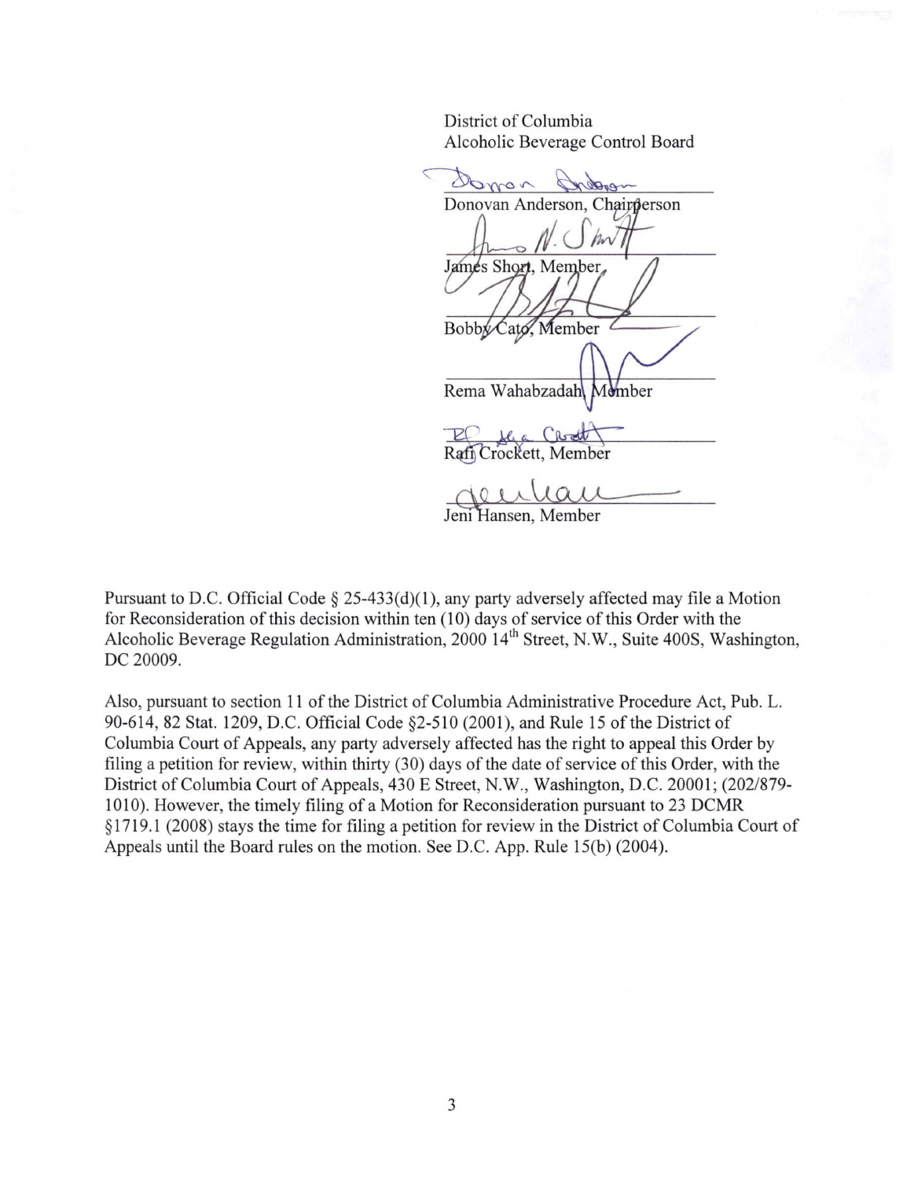District of Columbia
Alcoholic Beverage Control Board

Donovan Anderson, Chairperson

James Short, Member

Bobby Cato, Member

Rema Wahabzadah, Member

Rafi Crockett, Member

Jeni Hansen, Member

Pursuant to D.C. Official Code § 25-433(d)(1), any party adversely affected may file a Motion for Reconsideration of this decision within ten (10) days of service of this Order with the Alcoholic Beverage Regulation Administration, 2000 14th Street, N.W., Suite 400S, Washington, DC 20009.

Also, pursuant to section 11 of the District of Columbia Administrative Procedure Act, Pub. L. 90-614, 82 Stat. 1209, D.C. Official Code §2-510 (2001), and Rule 15 of the District of Columbia Court of Appeals, any party adversely affected has the right to appeal this Order by filing a petition for review, within thirty (30) days of the date of service of this Order, with the District of Columbia Court of Appeals, 430 E Street, N.W., Washington, D.C. 20001; (202/879-1010). However, the timely filing of a Motion for Reconsideration pursuant to 23 DCMR §1719.1 (2008) stays the time for filing a petition for review in the District of Columbia Court of Appeals until the Board rules on the motion. See D.C. App. Rule 15(b) (2004).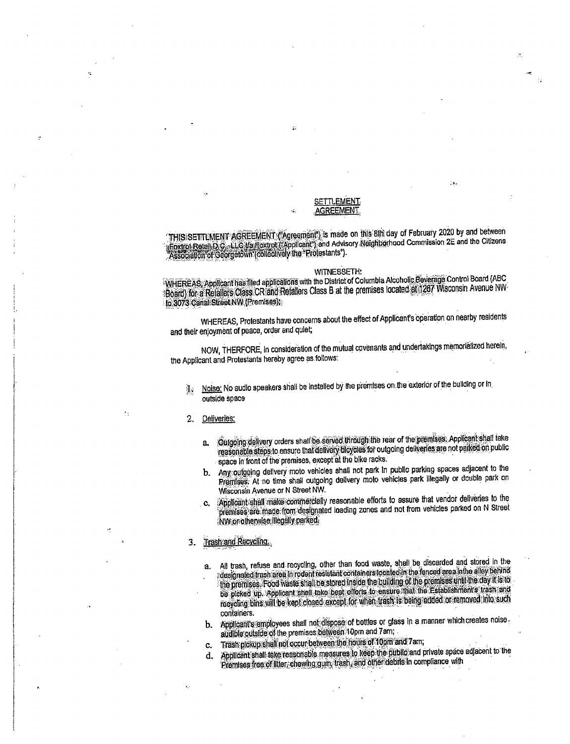## SETTLEMENT AGREEMENT

THIS SETTLEMENT AGREEMENT ("Agreement") is made on this 8th day of February 2020 by and between Foxtrot Retail D.C., LLC t/a Foxtrot ("Applicant") and Advisory Neighborhood Commission 2E and the Citizens Association of Georgetown (collectively the "Protestants").

WITNESSETH:

WHEREAS, Applicant has filed applications with the District of Columbia Alcoholic Beverage Control Board (ABC Board) for a Retailers Class CR and Retailers Class B at the premises located at 1267 Wisconsin Avenue NW to 3073 Canal Street NW (Premises);

WHEREAS, Protestants have concerns about the effect of Applicant's operation on nearby residents and their enjoyment of peace, order and quiet;

NOW, THERFORE, in consideration of the mutual covenants and undertakings memorialized herein, the Applicant and Protestants hereby agree as follows:

1. Noise: No audio speakers shall be installed by the premises on the exterior of the building or in outside space

2. Deliveries:

   a. Outgoing delivery orders shall be served through the rear of the premises. Applicant shall take reasonable steps to ensure that delivery bicycles for outgoing deliveries are not parked on public space in front of the premises, except at the bike racks.
   b. Any outgoing delivery moto vehicles shall not park in public parking spaces adjacent to the Premises. At no time shall outgoing delivery moto vehicles park illegally or double park on Wisconsin Avenue or N Street NW.
   c. Applicant shall make commercially reasonable efforts to assure that vendor deliveries to the premises are made from designated loading zones and not from vehicles parked on N Street NW or otherwise illegally parked.

3. Trash and Recycling.

   a. All trash, refuse and recycling, other than food waste, shall be discarded and stored in the designated trash area in rodent resistant containers located in the fenced area in the alley behind the premises. Food waste shall be stored inside the building of the premises until the day it is to be picked up. Applicant shall take best efforts to ensure that the Establishment's trash and recycling bins will be kept closed except for when trash is being added or removed into such containers.
   b. Applicant's employees shall not dispose of bottles or glass in a manner which creates noise audible outside of the premises between 10pm and 7am;
   c. Trash pickup shall not occur between the hours of 10pm and 7am;
   d. Applicant shall take reasonable measures to keep the public and private space adjacent to the Premises free of litter, chewing gum, trash, and other debris in compliance with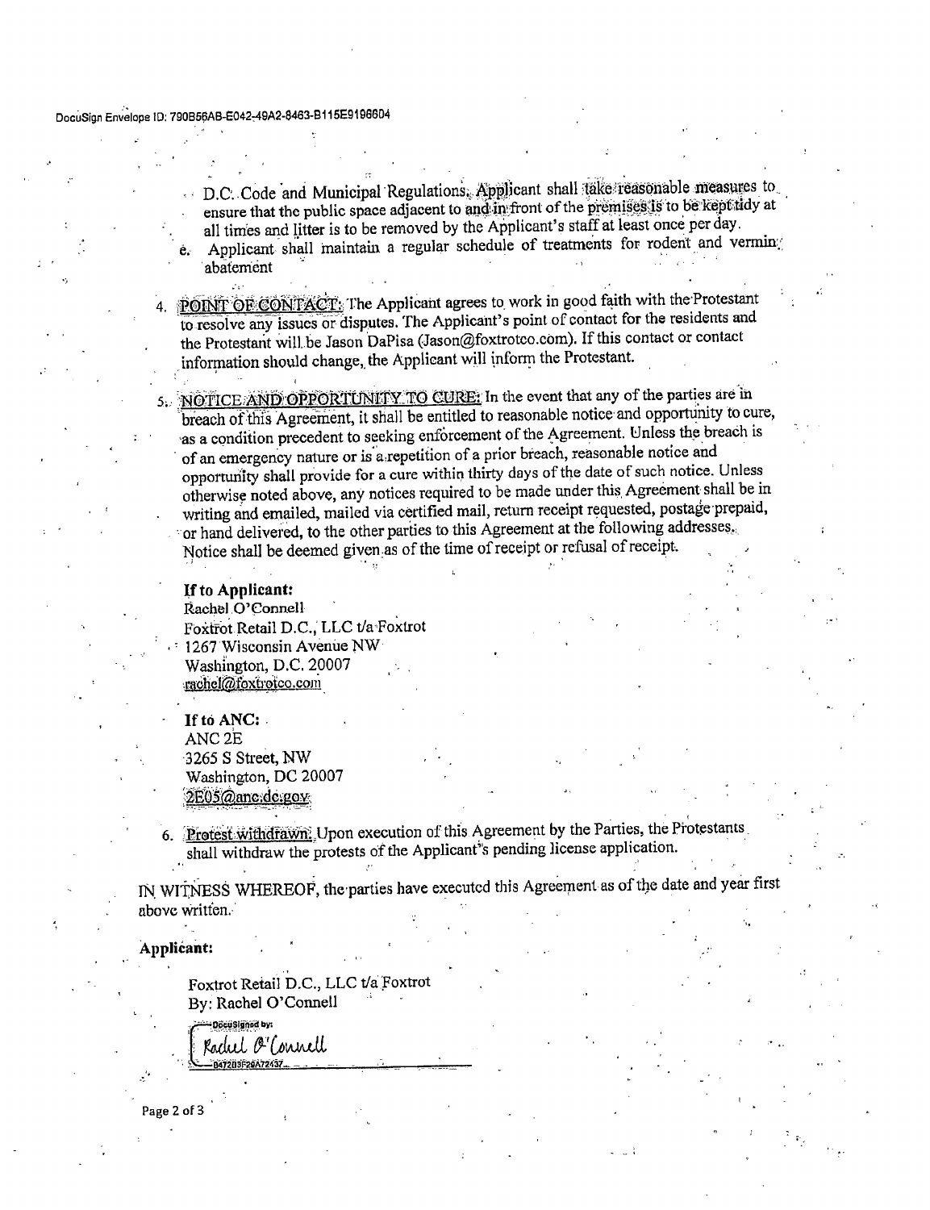D.C. Code and Municipal Regulations. Applicant shall take reasonable measures to ensure that the public space adjacent to and in front of the premises is to be kept tidy at all times and litter is to be removed by the Applicant's staff at least once per day.

e. Applicant shall maintain a regular schedule of treatments for rodent and vermin abatement

4. POINT OF CONTACT: The Applicant agrees to work in good faith with the Protestant to resolve any issues or disputes. The Applicant's point of contact for the residents and the Protestant will be Jason DaPisa (Jason@foxtrotco.com). If this contact or contact information should change, the Applicant will inform the Protestant.

5. NOTICE AND OPPORTUNITY TO CURE: In the event that any of the parties are in breach of this Agreement, it shall be entitled to reasonable notice and opportunity to cure, as a condition precedent to seeking enforcement of the Agreement. Unless the breach is of an emergency nature or is a repetition of a prior breach, reasonable notice and opportunity shall provide for a cure within thirty days of the date of such notice. Unless otherwise noted above, any notices required to be made under this Agreement shall be in writing and emailed, mailed via certified mail, return receipt requested, postage prepaid, or hand delivered, to the other parties to this Agreement at the following addresses. Notice shall be deemed given as of the time of receipt or refusal of receipt.

**If to Applicant:**
Rachel O'Connell
Foxtrot Retail D.C., LLC t/a Foxtrot
1267 Wisconsin Avenue NW
Washington, D.C. 20007
rachel@foxtrotco.com

**If to ANC:**
ANC 2E
3265 S Street, NW
Washington, DC 20007
2E05@anc.dc.gov

6. Protest withdrawn: Upon execution of this Agreement by the Parties, the Protestants shall withdraw the protests of the Applicant's pending license application.

IN WITNESS WHEREOF, the parties have executed this Agreement as of the date and year first above written.

**Applicant:**

Foxtrot Retail D.C., LLC t/a Foxtrot
By: Rachel O'Connell

DocuSigned by:
Rachel O'Connell
B47203F20A72437...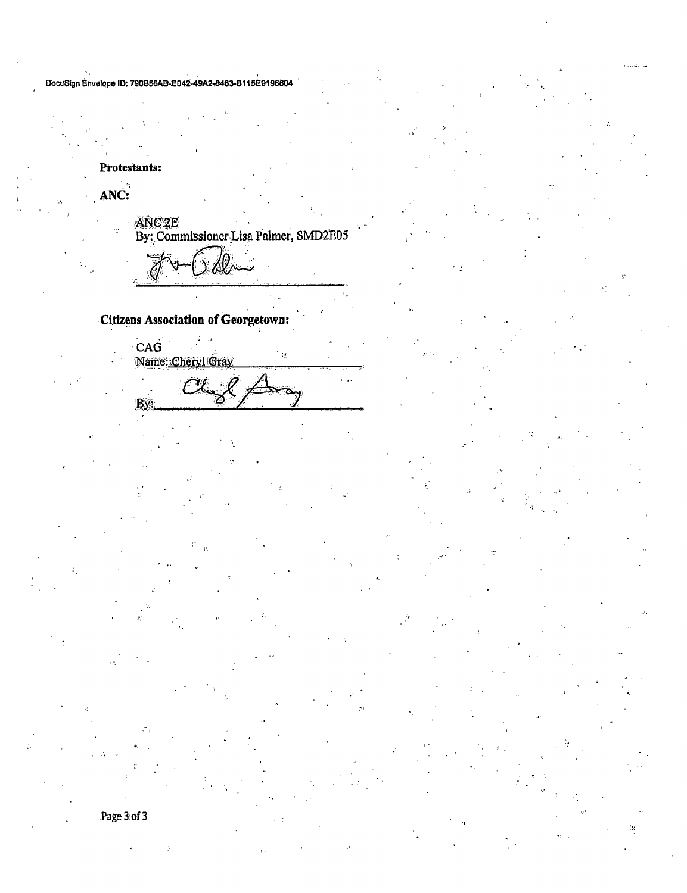DocuSign Envelope ID: 790B56AB-E042-49A2-8463-B115E9196604

**Protestants:**

**ANC:**

ANC 2E
By: Commissioner Lisa Palmer, SMD2E05

______________________________

**Citizens Association of Georgetown:**

CAG
Name: Cheryl Gray

By: ______________________________